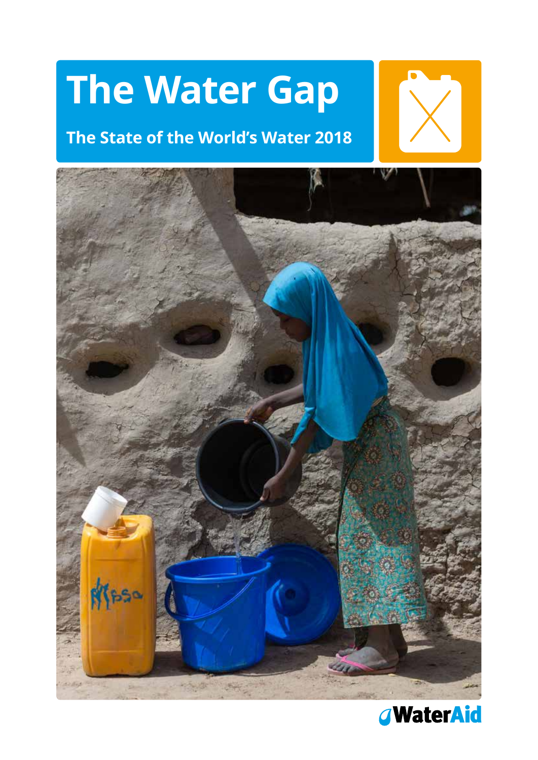# The Water Gap

## The State of the World's Water 2018

WaterAid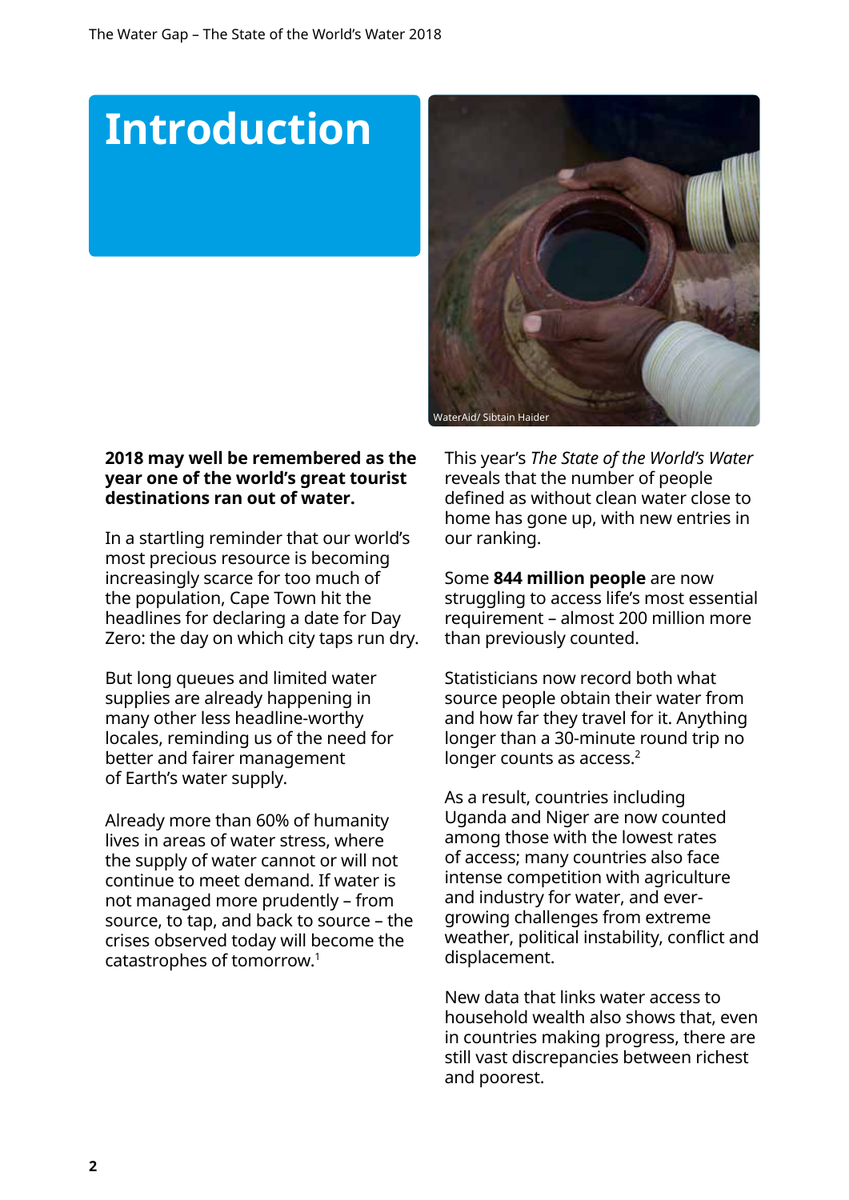# Introduction

WaterAid/ Sibtain Haider

**2018 may well be remembered as the year one of the world's great tourist destinations ran out of water.**

In a startling reminder that our world's most precious resource is becoming increasingly scarce for too much of the population, Cape Town hit the headlines for declaring a date for Day Zero: the day on which city taps run dry.

But long queues and limited water supplies are already happening in many other less headline-worthy locales, reminding us of the need for better and fairer management of Earth's water supply.

Already more than 60% of humanity lives in areas of water stress, where the supply of water cannot or will not continue to meet demand. If water is not managed more prudently – from source, to tap, and back to source – the crises observed today will become the catastrophes of tomorrow.[1]

This year's *The State of the World's Water* reveals that the number of people defined as without clean water close to home has gone up, with new entries in our ranking.

Some **844 million people** are now struggling to access life's most essential requirement – almost 200 million more than previously counted.

Statisticians now record both what source people obtain their water from and how far they travel for it. Anything longer than a 30-minute round trip no longer counts as access.[2]

As a result, countries including Uganda and Niger are now counted among those with the lowest rates of access; many countries also face intense competition with agriculture and industry for water, and ever-growing challenges from extreme weather, political instability, conflict and displacement.

New data that links water access to household wealth also shows that, even in countries making progress, there are still vast discrepancies between richest and poorest.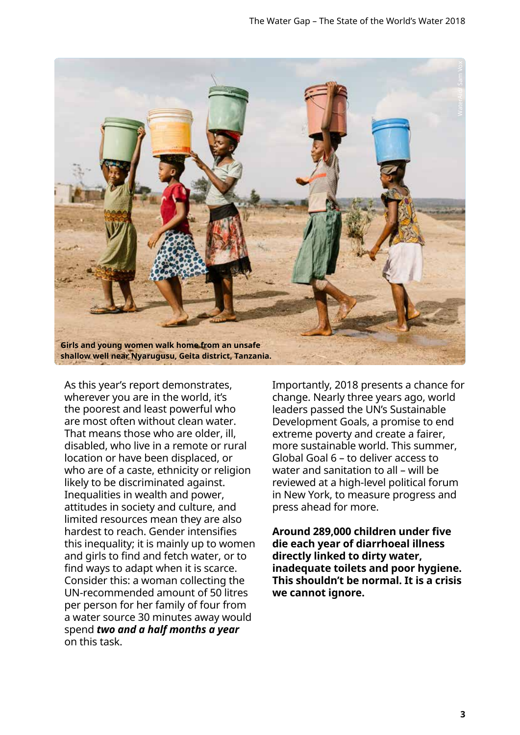Girls and young women walk home from an unsafe shallow well near Nyarugusu, Geita district, Tanzania.

As this year's report demonstrates, wherever you are in the world, it's the poorest and least powerful who are most often without clean water. That means those who are older, ill, disabled, who live in a remote or rural location or have been displaced, or who are of a caste, ethnicity or religion likely to be discriminated against. Inequalities in wealth and power, attitudes in society and culture, and limited resources mean they are also hardest to reach. Gender intensifies this inequality; it is mainly up to women and girls to find and fetch water, or to find ways to adapt when it is scarce. Consider this: a woman collecting the UN-recommended amount of 50 litres per person for her family of four from a water source 30 minutes away would spend ***two and a half months a year*** on this task.

Importantly, 2018 presents a chance for change. Nearly three years ago, world leaders passed the UN's Sustainable Development Goals, a promise to end extreme poverty and create a fairer, more sustainable world. This summer, Global Goal 6 – to deliver access to water and sanitation to all – will be reviewed at a high-level political forum in New York, to measure progress and press ahead for more.

**Around 289,000 children under five die each year of diarrhoeal illness directly linked to dirty water, inadequate toilets and poor hygiene. This shouldn't be normal. It is a crisis we cannot ignore.**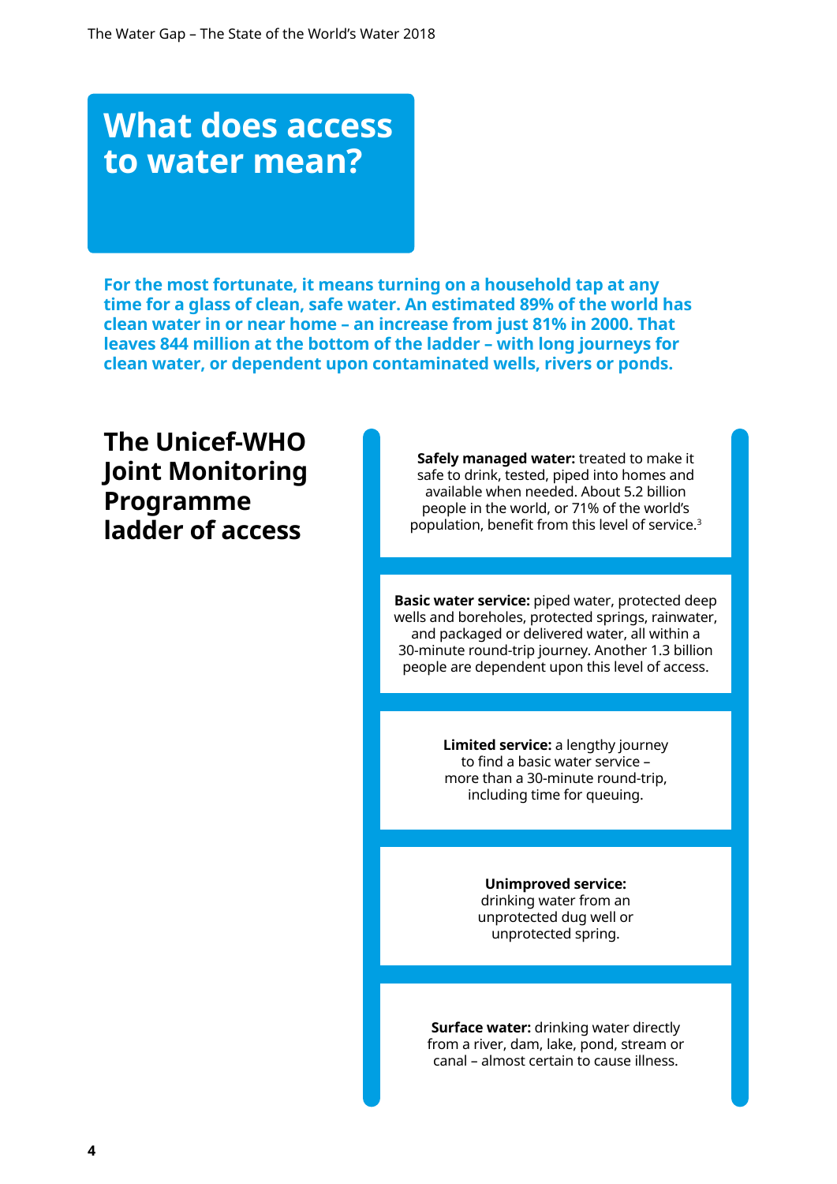# What does access to water mean?

**For the most fortunate, it means turning on a household tap at any time for a glass of clean, safe water. An estimated 89% of the world has clean water in or near home – an increase from just 81% in 2000. That leaves 844 million at the bottom of the ladder – with long journeys for clean water, or dependent upon contaminated wells, rivers or ponds.**

## The Unicef-WHO Joint Monitoring Programme ladder of access

**Safely managed water:** treated to make it safe to drink, tested, piped into homes and available when needed. About 5.2 billion people in the world, or 71% of the world's population, benefit from this level of service.[3]

**Basic water service:** piped water, protected deep wells and boreholes, protected springs, rainwater, and packaged or delivered water, all within a 30-minute round-trip journey. Another 1.3 billion people are dependent upon this level of access.

**Limited service:** a lengthy journey to find a basic water service – more than a 30-minute round-trip, including time for queuing.

**Unimproved service:** drinking water from an unprotected dug well or unprotected spring.

**Surface water:** drinking water directly from a river, dam, lake, pond, stream or canal – almost certain to cause illness.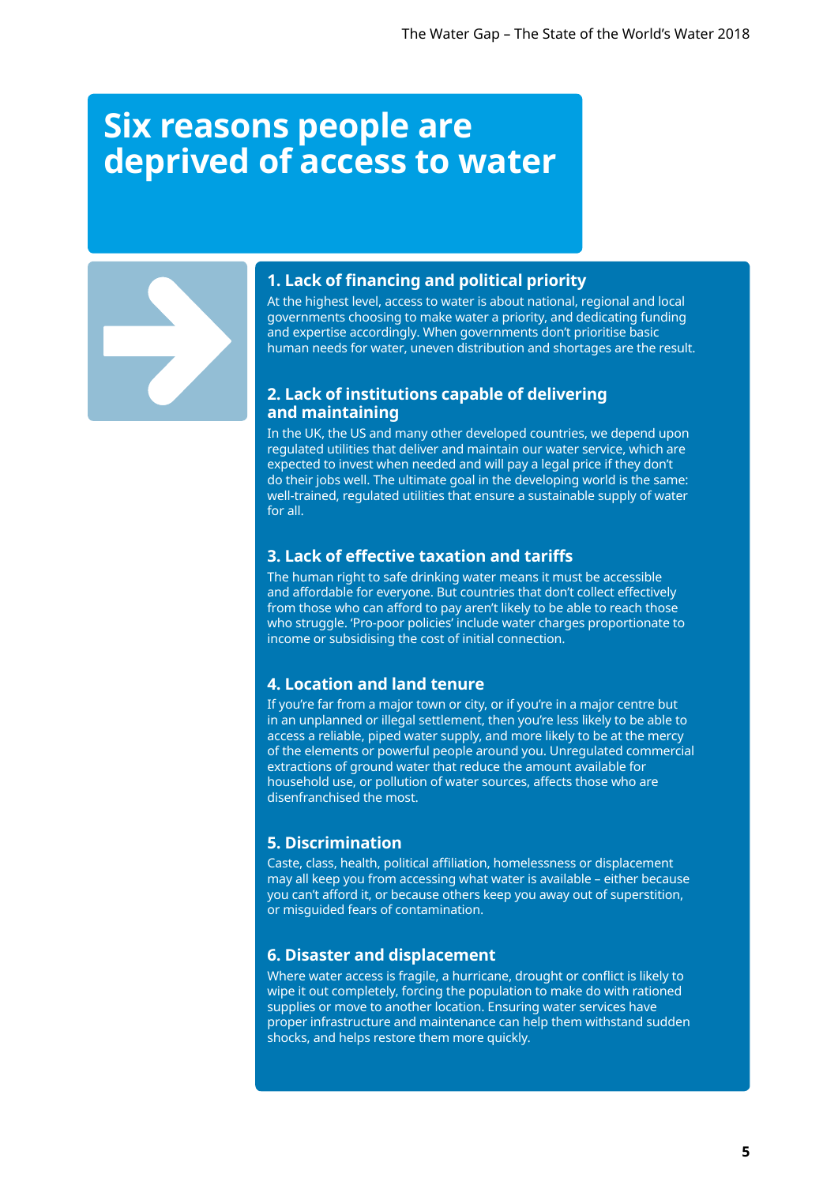# Six reasons people are deprived of access to water

### 1. Lack of financing and political priority

At the highest level, access to water is about national, regional and local governments choosing to make water a priority, and dedicating funding and expertise accordingly. When governments don't prioritise basic human needs for water, uneven distribution and shortages are the result.

### 2. Lack of institutions capable of delivering and maintaining

In the UK, the US and many other developed countries, we depend upon regulated utilities that deliver and maintain our water service, which are expected to invest when needed and will pay a legal price if they don't do their jobs well. The ultimate goal in the developing world is the same: well-trained, regulated utilities that ensure a sustainable supply of water for all.

### 3. Lack of effective taxation and tariffs

The human right to safe drinking water means it must be accessible and affordable for everyone. But countries that don't collect effectively from those who can afford to pay aren't likely to be able to reach those who struggle. 'Pro-poor policies' include water charges proportionate to income or subsidising the cost of initial connection.

### 4. Location and land tenure

If you're far from a major town or city, or if you're in a major centre but in an unplanned or illegal settlement, then you're less likely to be able to access a reliable, piped water supply, and more likely to be at the mercy of the elements or powerful people around you. Unregulated commercial extractions of ground water that reduce the amount available for household use, or pollution of water sources, affects those who are disenfranchised the most.

### 5. Discrimination

Caste, class, health, political affiliation, homelessness or displacement may all keep you from accessing what water is available – either because you can't afford it, or because others keep you away out of superstition, or misguided fears of contamination.

### 6. Disaster and displacement

Where water access is fragile, a hurricane, drought or conflict is likely to wipe it out completely, forcing the population to make do with rationed supplies or move to another location. Ensuring water services have proper infrastructure and maintenance can help them withstand sudden shocks, and helps restore them more quickly.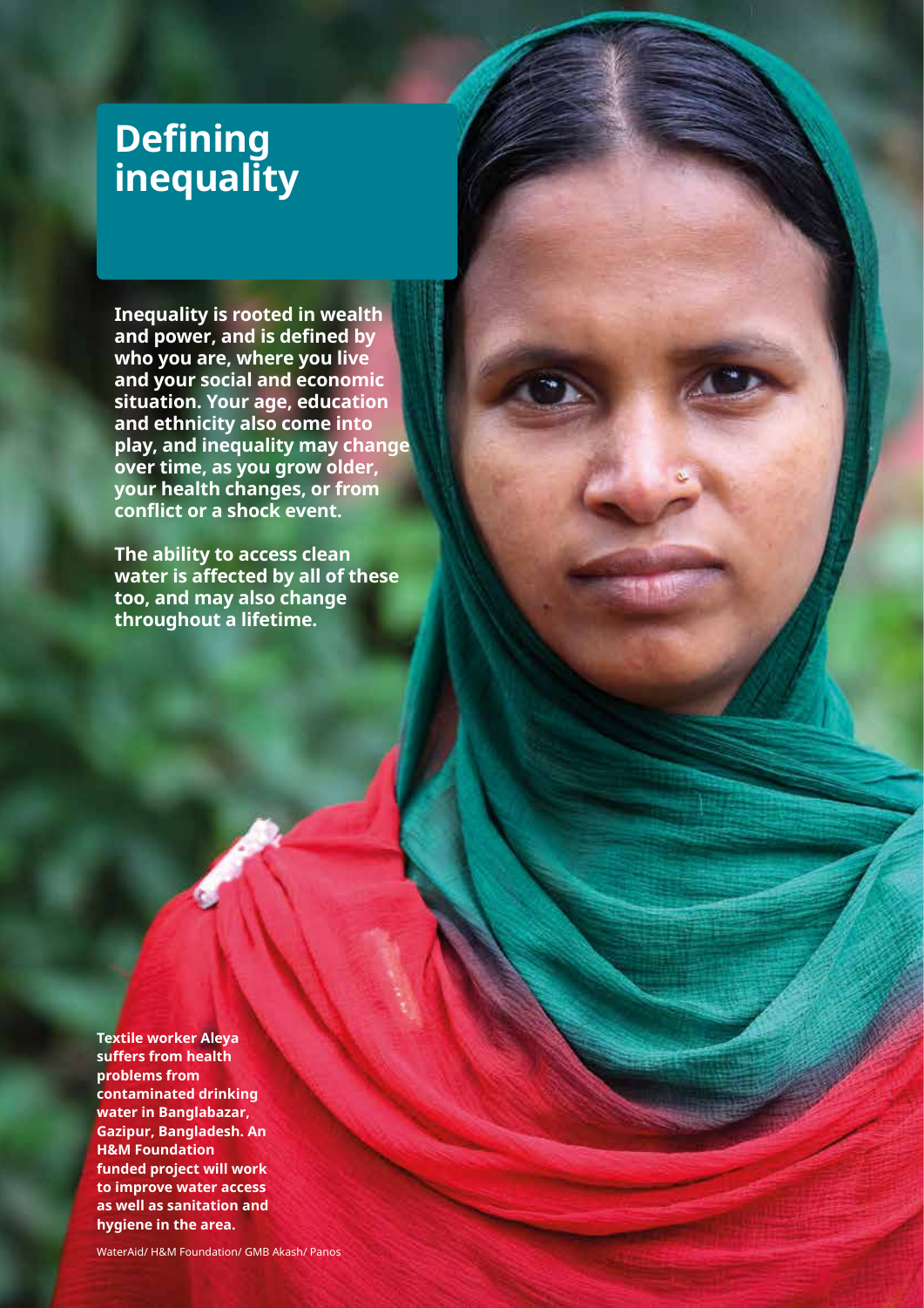# Defining inequality

**Inequality is rooted in wealth and power, and is defined by who you are, where you live and your social and economic situation. Your age, education and ethnicity also come into play, and inequality may change over time, as you grow older, your health changes, or from conflict or a shock event.**

**The ability to access clean water is affected by all of these too, and may also change throughout a lifetime.**

**Textile worker Aleya suffers from health problems from contaminated drinking water in Banglabazar, Gazipur, Bangladesh. An H&M Foundation funded project will work to improve water access as well as sanitation and hygiene in the area.**

WaterAid/ H&M Foundation/ GMB Akash/ Panos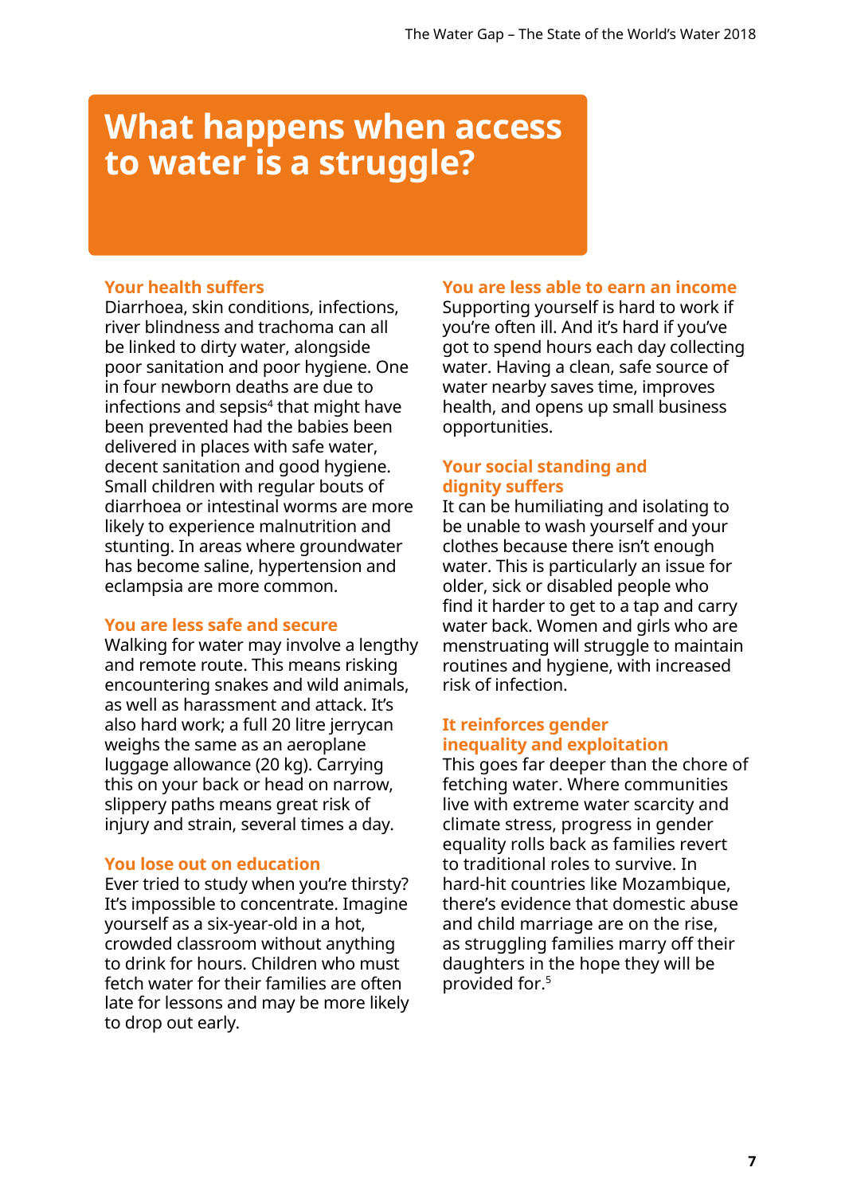# What happens when access to water is a struggle?

## Your health suffers

Diarrhoea, skin conditions, infections, river blindness and trachoma can all be linked to dirty water, alongside poor sanitation and poor hygiene. One in four newborn deaths are due to infections and sepsis[4] that might have been prevented had the babies been delivered in places with safe water, decent sanitation and good hygiene. Small children with regular bouts of diarrhoea or intestinal worms are more likely to experience malnutrition and stunting. In areas where groundwater has become saline, hypertension and eclampsia are more common.

## You are less safe and secure

Walking for water may involve a lengthy and remote route. This means risking encountering snakes and wild animals, as well as harassment and attack. It's also hard work; a full 20 litre jerrycan weighs the same as an aeroplane luggage allowance (20 kg). Carrying this on your back or head on narrow, slippery paths means great risk of injury and strain, several times a day.

## You lose out on education

Ever tried to study when you're thirsty? It's impossible to concentrate. Imagine yourself as a six-year-old in a hot, crowded classroom without anything to drink for hours. Children who must fetch water for their families are often late for lessons and may be more likely to drop out early.

## You are less able to earn an income

Supporting yourself is hard to work if you're often ill. And it's hard if you've got to spend hours each day collecting water. Having a clean, safe source of water nearby saves time, improves health, and opens up small business opportunities.

## Your social standing and dignity suffers

It can be humiliating and isolating to be unable to wash yourself and your clothes because there isn't enough water. This is particularly an issue for older, sick or disabled people who find it harder to get to a tap and carry water back. Women and girls who are menstruating will struggle to maintain routines and hygiene, with increased risk of infection.

## It reinforces gender inequality and exploitation

This goes far deeper than the chore of fetching water. Where communities live with extreme water scarcity and climate stress, progress in gender equality rolls back as families revert to traditional roles to survive. In hard-hit countries like Mozambique, there's evidence that domestic abuse and child marriage are on the rise, as struggling families marry off their daughters in the hope they will be provided for.[5]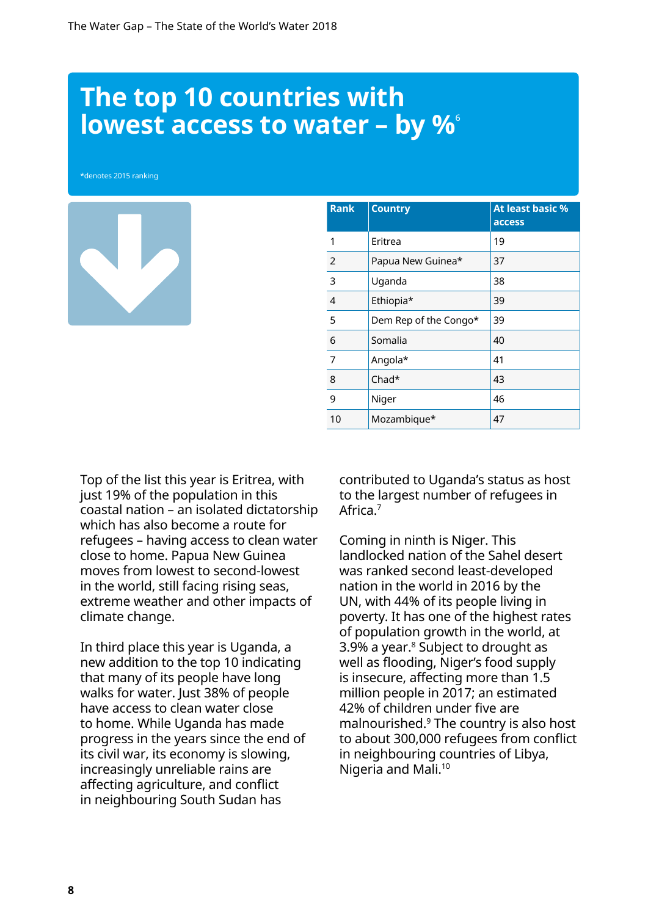# The top 10 countries with lowest access to water – by %[6]

*denotes 2015 ranking

| Rank | Country | At least basic % access |
|---|---|---|
| 1 | Eritrea | 19 |
| 2 | Papua New Guinea* | 37 |
| 3 | Uganda | 38 |
| 4 | Ethiopia* | 39 |
| 5 | Dem Rep of the Congo* | 39 |
| 6 | Somalia | 40 |
| 7 | Angola* | 41 |
| 8 | Chad* | 43 |
| 9 | Niger | 46 |
| 10 | Mozambique* | 47 |

Top of the list this year is Eritrea, with just 19% of the population in this coastal nation – an isolated dictatorship which has also become a route for refugees – having access to clean water close to home. Papua New Guinea moves from lowest to second-lowest in the world, still facing rising seas, extreme weather and other impacts of climate change.

In third place this year is Uganda, a new addition to the top 10 indicating that many of its people have long walks for water. Just 38% of people have access to clean water close to home. While Uganda has made progress in the years since the end of its civil war, its economy is slowing, increasingly unreliable rains are affecting agriculture, and conflict in neighbouring South Sudan has contributed to Uganda's status as host to the largest number of refugees in Africa.[7]

Coming in ninth is Niger. This landlocked nation of the Sahel desert was ranked second least-developed nation in the world in 2016 by the UN, with 44% of its people living in poverty. It has one of the highest rates of population growth in the world, at 3.9% a year.[8] Subject to drought as well as flooding, Niger's food supply is insecure, affecting more than 1.5 million people in 2017; an estimated 42% of children under five are malnourished.[9] The country is also host to about 300,000 refugees from conflict in neighbouring countries of Libya, Nigeria and Mali.[10]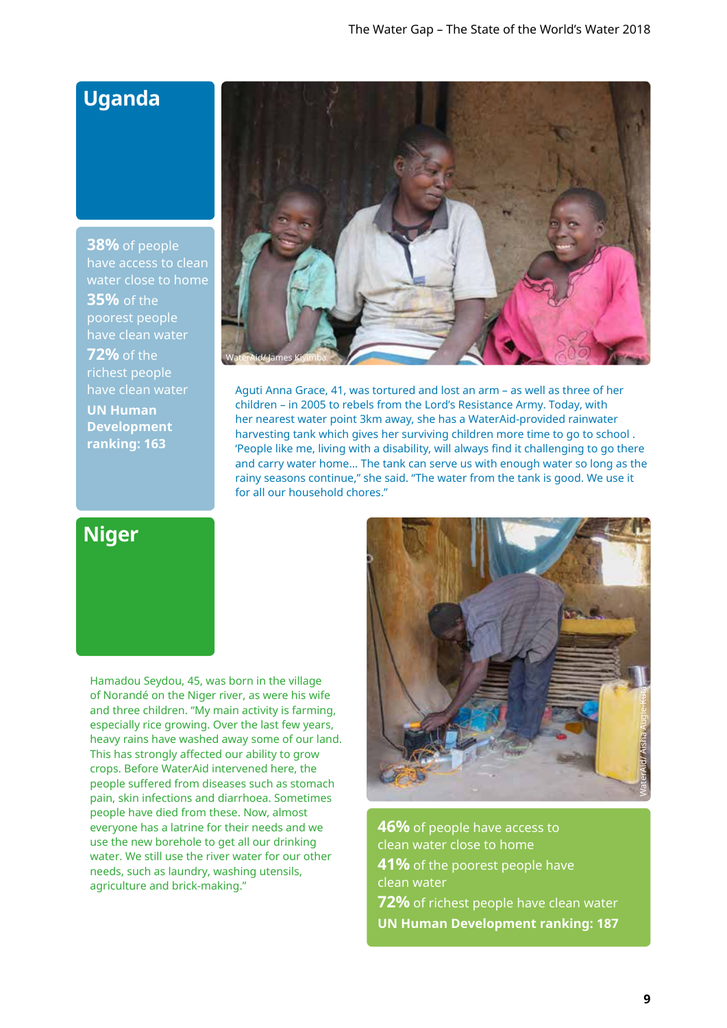## Uganda

**38%** of people have access to clean water close to home

**35%** of the poorest people have clean water

**72%** of the richest people have clean water

**UN Human Development ranking: 163**

WaterAid/ James Kiyimba

Aguti Anna Grace, 41, was tortured and lost an arm – as well as three of her children – in 2005 to rebels from the Lord's Resistance Army. Today, with her nearest water point 3km away, she has a WaterAid-provided rainwater harvesting tank which gives her surviving children more time to go to school . 'People like me, living with a disability, will always find it challenging to go there and carry water home... The tank can serve us with enough water so long as the rainy seasons continue," she said. "The water from the tank is good. We use it for all our household chores."

## Niger

Hamadou Seydou, 45, was born in the village of Norandé on the Niger river, as were his wife and three children. "My main activity is farming, especially rice growing. Over the last few years, heavy rains have washed away some of our land. This has strongly affected our ability to grow crops. Before WaterAid intervened here, the people suffered from diseases such as stomach pain, skin infections and diarrhoea. Sometimes people have died from these. Now, almost everyone has a latrine for their needs and we use the new borehole to get all our drinking water. We still use the river water for our other needs, such as laundry, washing utensils, agriculture and brick-making."

WaterAid/ Aisha Augie-Kuta

**46%** of people have access to clean water close to home

**41%** of the poorest people have clean water

**72%** of richest people have clean water

**UN Human Development ranking: 187**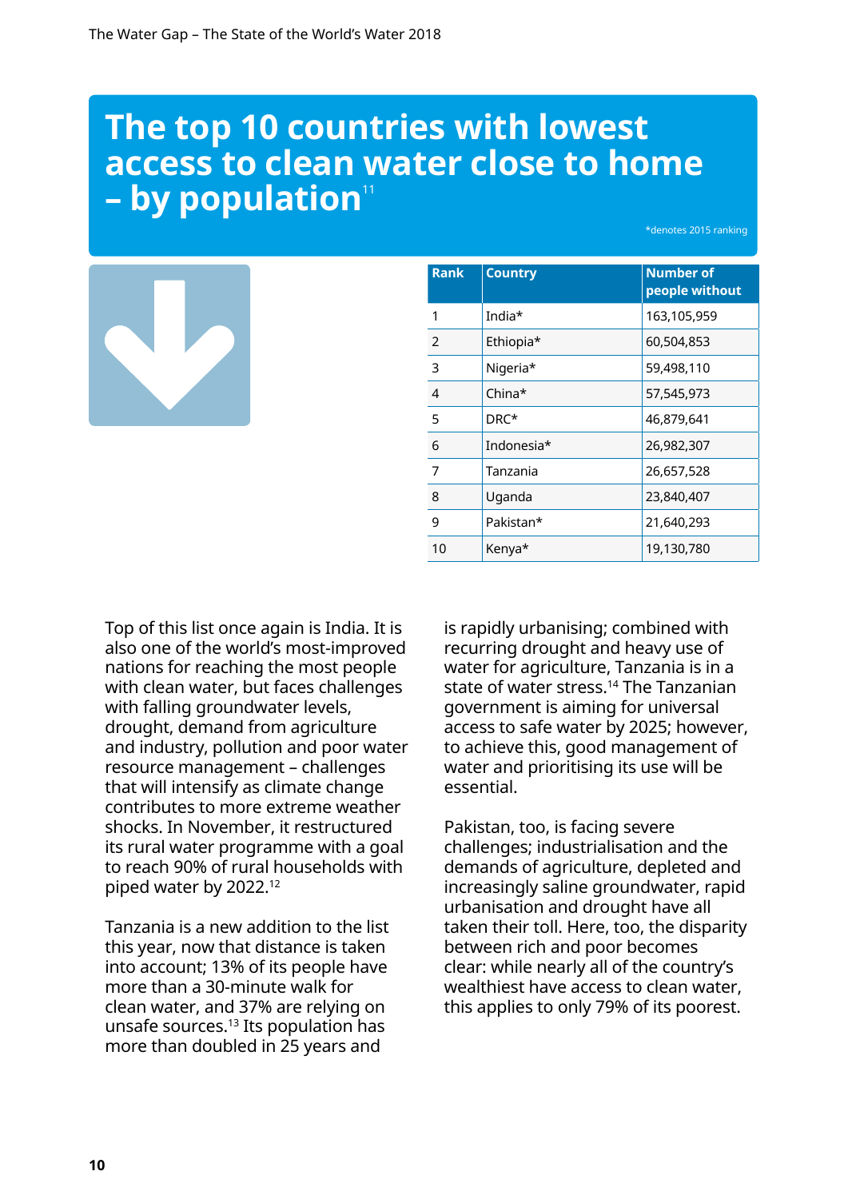# The top 10 countries with lowest access to clean water close to home – by population[11]

*denotes 2015 ranking

| Rank | Country | Number of people without |
|---|---|---|
| 1 | India* | 163,105,959 |
| 2 | Ethiopia* | 60,504,853 |
| 3 | Nigeria* | 59,498,110 |
| 4 | China* | 57,545,973 |
| 5 | DRC* | 46,879,641 |
| 6 | Indonesia* | 26,982,307 |
| 7 | Tanzania | 26,657,528 |
| 8 | Uganda | 23,840,407 |
| 9 | Pakistan* | 21,640,293 |
| 10 | Kenya* | 19,130,780 |

Top of this list once again is India. It is also one of the world's most-improved nations for reaching the most people with clean water, but faces challenges with falling groundwater levels, drought, demand from agriculture and industry, pollution and poor water resource management – challenges that will intensify as climate change contributes to more extreme weather shocks. In November, it restructured its rural water programme with a goal to reach 90% of rural households with piped water by 2022.[12]

Tanzania is a new addition to the list this year, now that distance is taken into account; 13% of its people have more than a 30-minute walk for clean water, and 37% are relying on unsafe sources.[13] Its population has more than doubled in 25 years and is rapidly urbanising; combined with recurring drought and heavy use of water for agriculture, Tanzania is in a state of water stress.[14] The Tanzanian government is aiming for universal access to safe water by 2025; however, to achieve this, good management of water and prioritising its use will be essential.

Pakistan, too, is facing severe challenges; industrialisation and the demands of agriculture, depleted and increasingly saline groundwater, rapid urbanisation and drought have all taken their toll. Here, too, the disparity between rich and poor becomes clear: while nearly all of the country's wealthiest have access to clean water, this applies to only 79% of its poorest.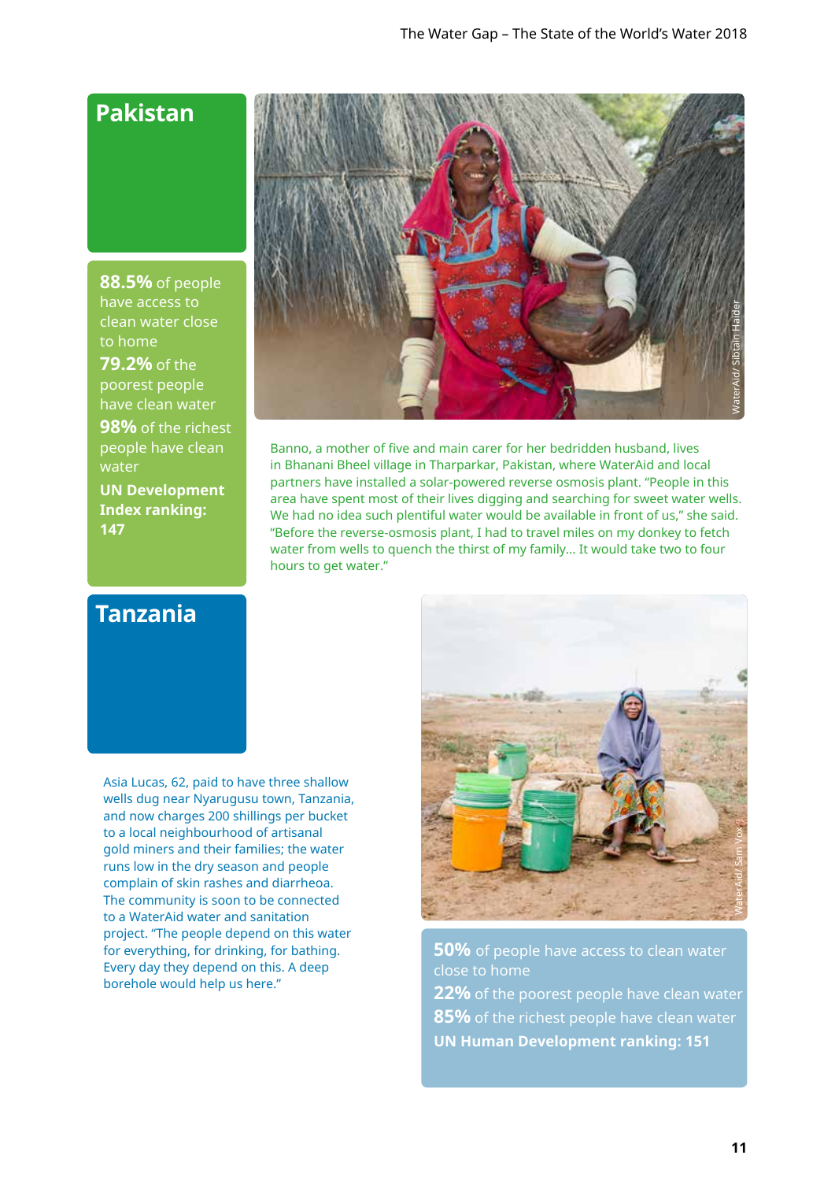## Pakistan

**88.5%** of people have access to clean water close to home

**79.2%** of the poorest people have clean water

**98%** of the richest people have clean water

**UN Development Index ranking: 147**

WaterAid/ Sibtain Haider

Banno, a mother of five and main carer for her bedridden husband, lives in Bhanani Bheel village in Tharparkar, Pakistan, where WaterAid and local partners have installed a solar-powered reverse osmosis plant. "People in this area have spent most of their lives digging and searching for sweet water wells. We had no idea such plentiful water would be available in front of us," she said. "Before the reverse-osmosis plant, I had to travel miles on my donkey to fetch water from wells to quench the thirst of my family... It would take two to four hours to get water."

## Tanzania

Asia Lucas, 62, paid to have three shallow wells dug near Nyarugusu town, Tanzania, and now charges 200 shillings per bucket to a local neighbourhood of artisanal gold miners and their families; the water runs low in the dry season and people complain of skin rashes and diarrheoa. The community is soon to be connected to a WaterAid water and sanitation project. "The people depend on this water for everything, for drinking, for bathing. Every day they depend on this. A deep borehole would help us here."

WaterAid/ Sam Vox

**50%** of people have access to clean water close to home

**22%** of the poorest people have clean water

**85%** of the richest people have clean water

**UN Human Development ranking: 151**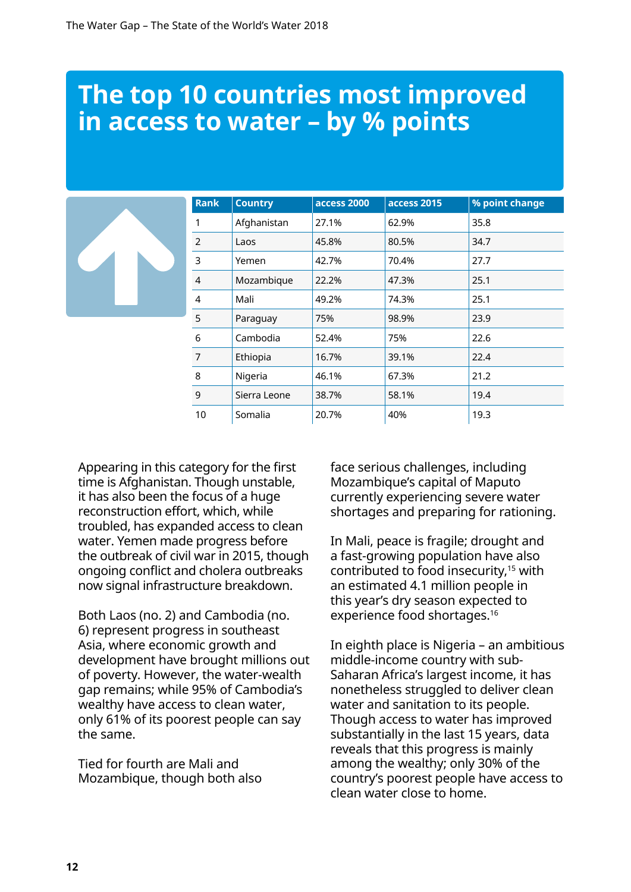# The top 10 countries most improved in access to water – by % points

| Rank | Country | access 2000 | access 2015 | % point change |
|---|---|---|---|---|
| 1 | Afghanistan | 27.1% | 62.9% | 35.8 |
| 2 | Laos | 45.8% | 80.5% | 34.7 |
| 3 | Yemen | 42.7% | 70.4% | 27.7 |
| 4 | Mozambique | 22.2% | 47.3% | 25.1 |
| 4 | Mali | 49.2% | 74.3% | 25.1 |
| 5 | Paraguay | 75% | 98.9% | 23.9 |
| 6 | Cambodia | 52.4% | 75% | 22.6 |
| 7 | Ethiopia | 16.7% | 39.1% | 22.4 |
| 8 | Nigeria | 46.1% | 67.3% | 21.2 |
| 9 | Sierra Leone | 38.7% | 58.1% | 19.4 |
| 10 | Somalia | 20.7% | 40% | 19.3 |

Appearing in this category for the first time is Afghanistan. Though unstable, it has also been the focus of a huge reconstruction effort, which, while troubled, has expanded access to clean water. Yemen made progress before the outbreak of civil war in 2015, though ongoing conflict and cholera outbreaks now signal infrastructure breakdown.

Both Laos (no. 2) and Cambodia (no. 6) represent progress in southeast Asia, where economic growth and development have brought millions out of poverty. However, the water-wealth gap remains; while 95% of Cambodia's wealthy have access to clean water, only 61% of its poorest people can say the same.

Tied for fourth are Mali and Mozambique, though both also face serious challenges, including Mozambique's capital of Maputo currently experiencing severe water shortages and preparing for rationing.

In Mali, peace is fragile; drought and a fast-growing population have also contributed to food insecurity,[15] with an estimated 4.1 million people in this year's dry season expected to experience food shortages.[16]

In eighth place is Nigeria – an ambitious middle-income country with sub-Saharan Africa's largest income, it has nonetheless struggled to deliver clean water and sanitation to its people. Though access to water has improved substantially in the last 15 years, data reveals that this progress is mainly among the wealthy; only 30% of the country's poorest people have access to clean water close to home.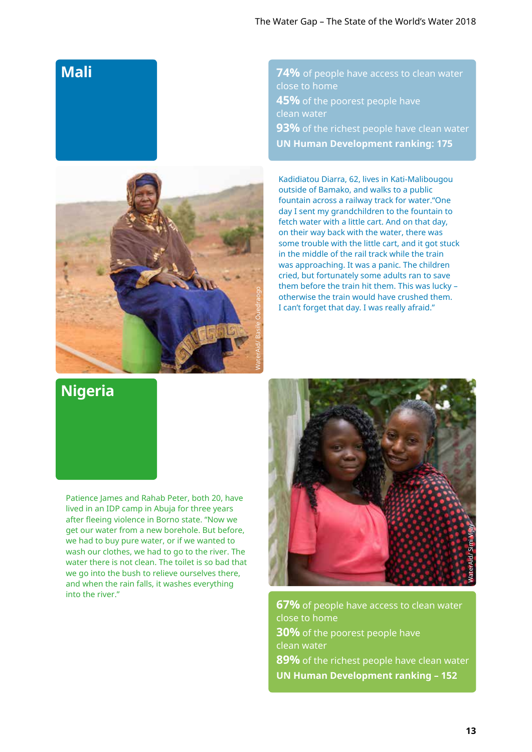## Mali

**74%** of people have access to clean water close to home

**45%** of the poorest people have clean water

**93%** of the richest people have clean water

**UN Human Development ranking: 175**

WaterAid/ Basile Ouedraogo

Kadidiatou Diarra, 62, lives in Kati-Malibougou outside of Bamako, and walks to a public fountain across a railway track for water."One day I sent my grandchildren to the fountain to fetch water with a little cart. And on that day, on their way back with the water, there was some trouble with the little cart, and it got stuck in the middle of the rail track while the train was approaching. It was a panic. The children cried, but fortunately some adults ran to save them before the train hit them. This was lucky – otherwise the train would have crushed them. I can't forget that day. I was really afraid."

## Nigeria

Patience James and Rahab Peter, both 20, have lived in an IDP camp in Abuja for three years after fleeing violence in Borno state. "Now we get our water from a new borehole. But before, we had to buy pure water, or if we wanted to wash our clothes, we had to go to the river. The water there is not clean. The toilet is so bad that we go into the bush to relieve ourselves there, and when the rain falls, it washes everything into the river."

WaterAid/ Simi Vijay

**67%** of people have access to clean water close to home

**30%** of the poorest people have clean water

**89%** of the richest people have clean water

**UN Human Development ranking – 152**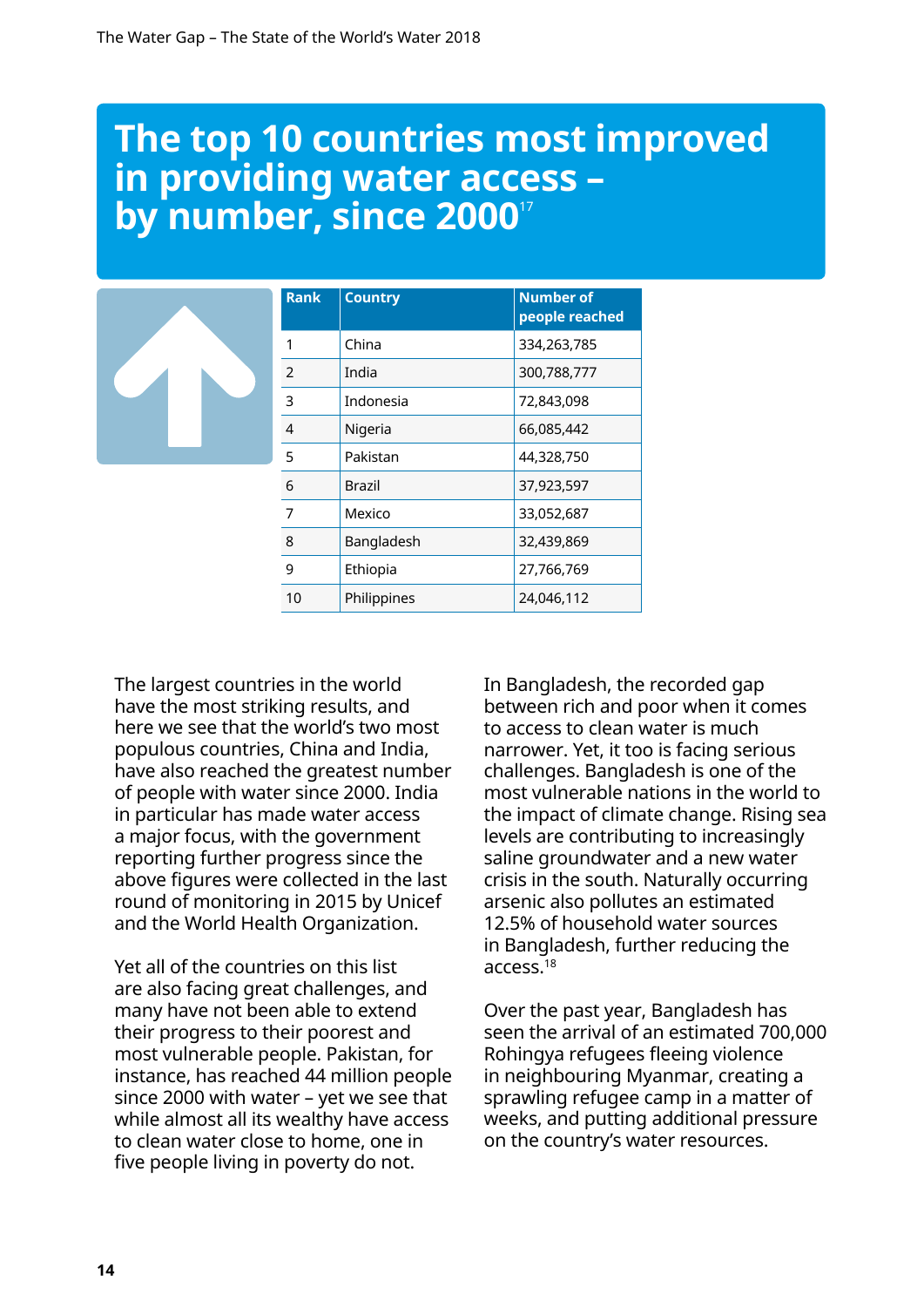# The top 10 countries most improved in providing water access – by number, since 2000[17]

| Rank | Country | Number of people reached |
|---|---|---|
| 1 | China | 334,263,785 |
| 2 | India | 300,788,777 |
| 3 | Indonesia | 72,843,098 |
| 4 | Nigeria | 66,085,442 |
| 5 | Pakistan | 44,328,750 |
| 6 | Brazil | 37,923,597 |
| 7 | Mexico | 33,052,687 |
| 8 | Bangladesh | 32,439,869 |
| 9 | Ethiopia | 27,766,769 |
| 10 | Philippines | 24,046,112 |

The largest countries in the world have the most striking results, and here we see that the world's two most populous countries, China and India, have also reached the greatest number of people with water since 2000. India in particular has made water access a major focus, with the government reporting further progress since the above figures were collected in the last round of monitoring in 2015 by Unicef and the World Health Organization.

Yet all of the countries on this list are also facing great challenges, and many have not been able to extend their progress to their poorest and most vulnerable people. Pakistan, for instance, has reached 44 million people since 2000 with water – yet we see that while almost all its wealthy have access to clean water close to home, one in five people living in poverty do not.

In Bangladesh, the recorded gap between rich and poor when it comes to access to clean water is much narrower. Yet, it too is facing serious challenges. Bangladesh is one of the most vulnerable nations in the world to the impact of climate change. Rising sea levels are contributing to increasingly saline groundwater and a new water crisis in the south. Naturally occurring arsenic also pollutes an estimated 12.5% of household water sources in Bangladesh, further reducing the access.[18]

Over the past year, Bangladesh has seen the arrival of an estimated 700,000 Rohingya refugees fleeing violence in neighbouring Myanmar, creating a sprawling refugee camp in a matter of weeks, and putting additional pressure on the country's water resources.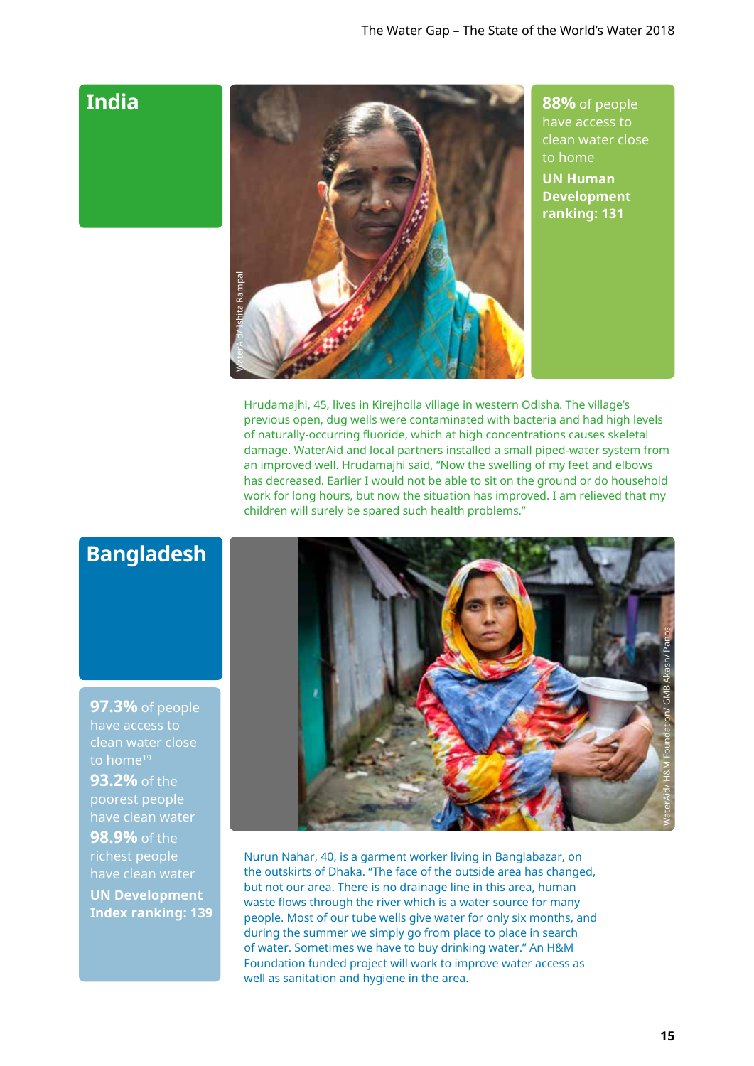## India

**88%** of people have access to clean water close to home

**UN Human Development ranking: 131**

WaterAid/ Ishita Rampal

Hrudamajhi, 45, lives in Kirejholla village in western Odisha. The village's previous open, dug wells were contaminated with bacteria and had high levels of naturally-occurring fluoride, which at high concentrations causes skeletal damage. WaterAid and local partners installed a small piped-water system from an improved well. Hrudamajhi said, "Now the swelling of my feet and elbows has decreased. Earlier I would not be able to sit on the ground or do household work for long hours, but now the situation has improved. I am relieved that my children will surely be spared such health problems."

## Bangladesh

**97.3%** of people have access to clean water close to home[19]

**93.2%** of the poorest people have clean water

**98.9%** of the richest people have clean water

**UN Development Index ranking: 139**

WaterAid/ H&M Foundation/ GMB Akash/ Panos

Nurun Nahar, 40, is a garment worker living in Banglabazar, on the outskirts of Dhaka. "The face of the outside area has changed, but not our area. There is no drainage line in this area, human waste flows through the river which is a water source for many people. Most of our tube wells give water for only six months, and during the summer we simply go from place to place in search of water. Sometimes we have to buy drinking water." An H&M Foundation funded project will work to improve water access as well as sanitation and hygiene in the area.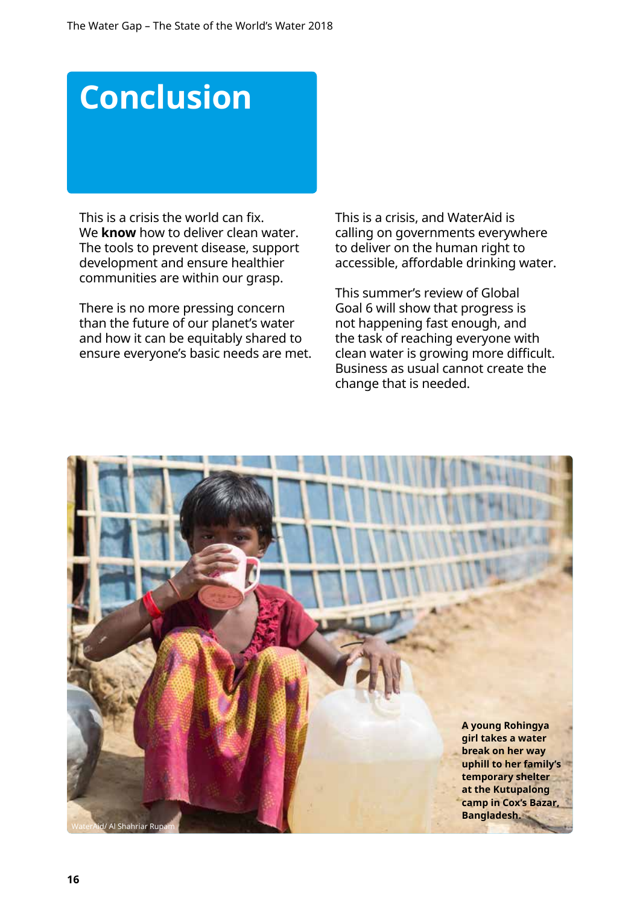# Conclusion

This is a crisis the world can fix. We **know** how to deliver clean water. The tools to prevent disease, support development and ensure healthier communities are within our grasp.

There is no more pressing concern than the future of our planet's water and how it can be equitably shared to ensure everyone's basic needs are met.

This is a crisis, and WaterAid is calling on governments everywhere to deliver on the human right to accessible, affordable drinking water.

This summer's review of Global Goal 6 will show that progress is not happening fast enough, and the task of reaching everyone with clean water is growing more difficult. Business as usual cannot create the change that is needed.

**A young Rohingya girl takes a water break on her way uphill to her family's temporary shelter at the Kutupalong camp in Cox's Bazar, Bangladesh.**

WaterAid/ Al Shahriar Rupam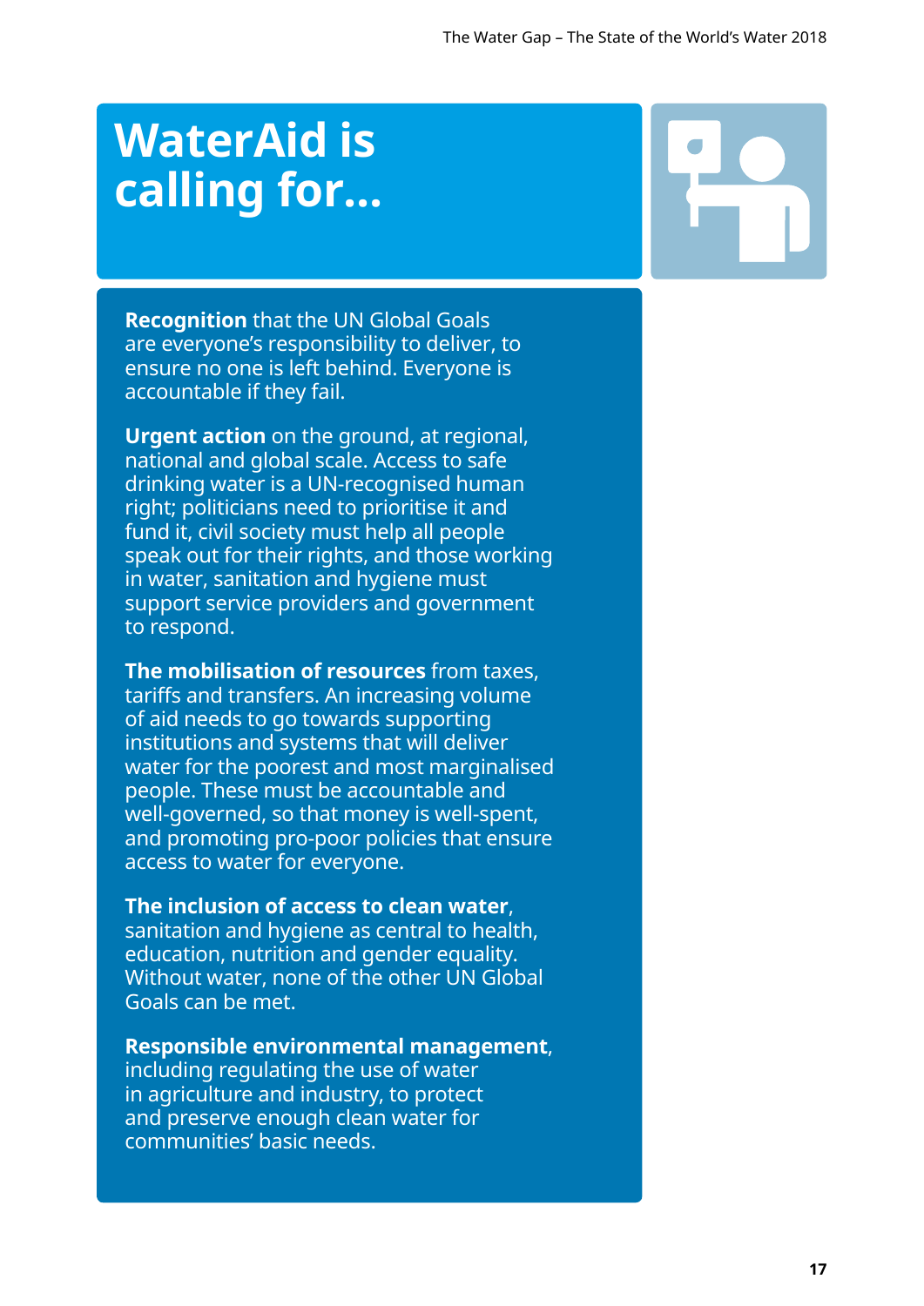# WaterAid is calling for...

**Recognition** that the UN Global Goals are everyone's responsibility to deliver, to ensure no one is left behind. Everyone is accountable if they fail.

**Urgent action** on the ground, at regional, national and global scale. Access to safe drinking water is a UN-recognised human right; politicians need to prioritise it and fund it, civil society must help all people speak out for their rights, and those working in water, sanitation and hygiene must support service providers and government to respond.

**The mobilisation of resources** from taxes, tariffs and transfers. An increasing volume of aid needs to go towards supporting institutions and systems that will deliver water for the poorest and most marginalised people. These must be accountable and well-governed, so that money is well-spent, and promoting pro-poor policies that ensure access to water for everyone.

**The inclusion of access to clean water**, sanitation and hygiene as central to health, education, nutrition and gender equality. Without water, none of the other UN Global Goals can be met.

**Responsible environmental management**, including regulating the use of water in agriculture and industry, to protect and preserve enough clean water for communities' basic needs.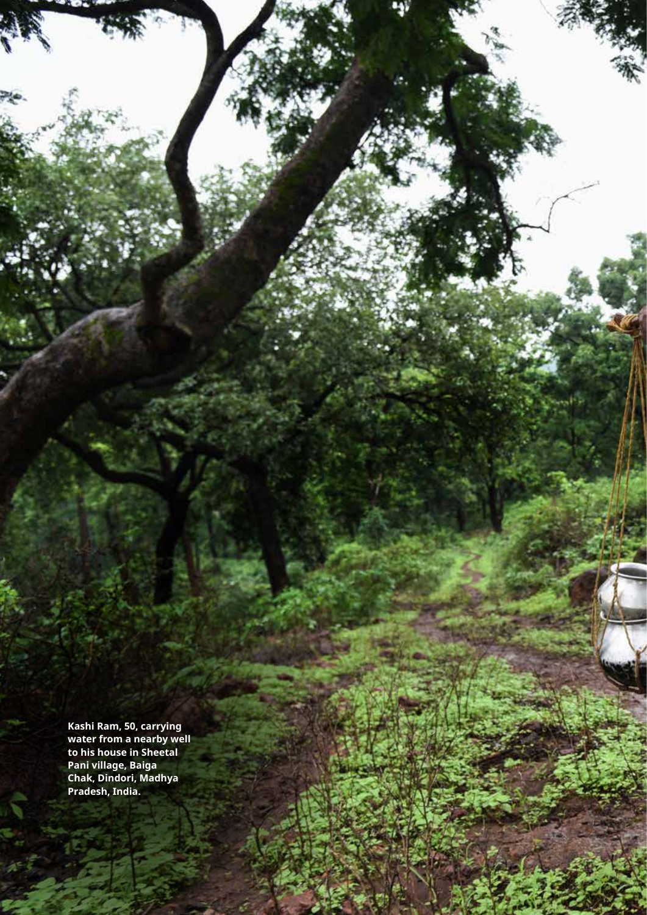**Kashi Ram, 50, carrying water from a nearby well to his house in Sheetal Pani village, Baiga Chak, Dindori, Madhya Pradesh, India.**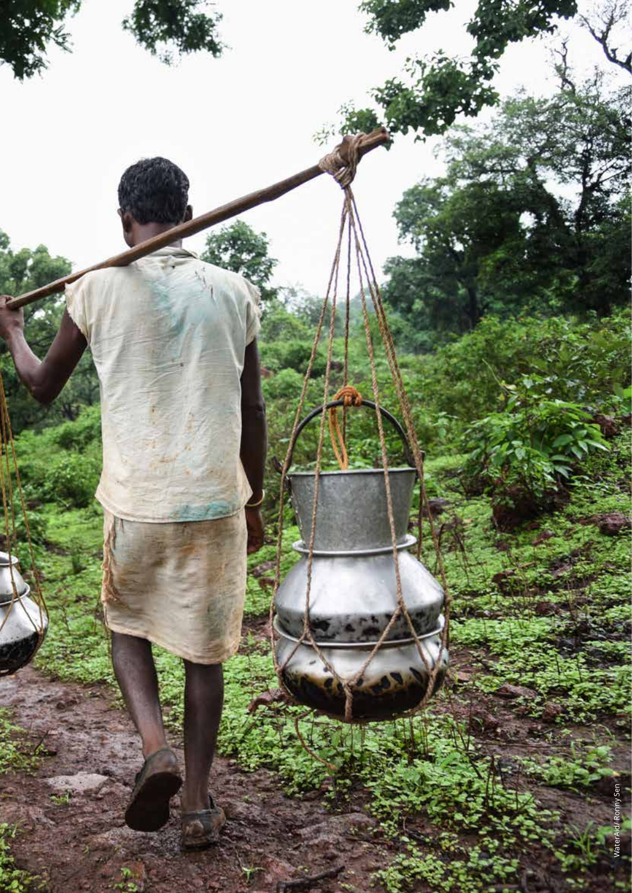WaterAid/ Ronny Sen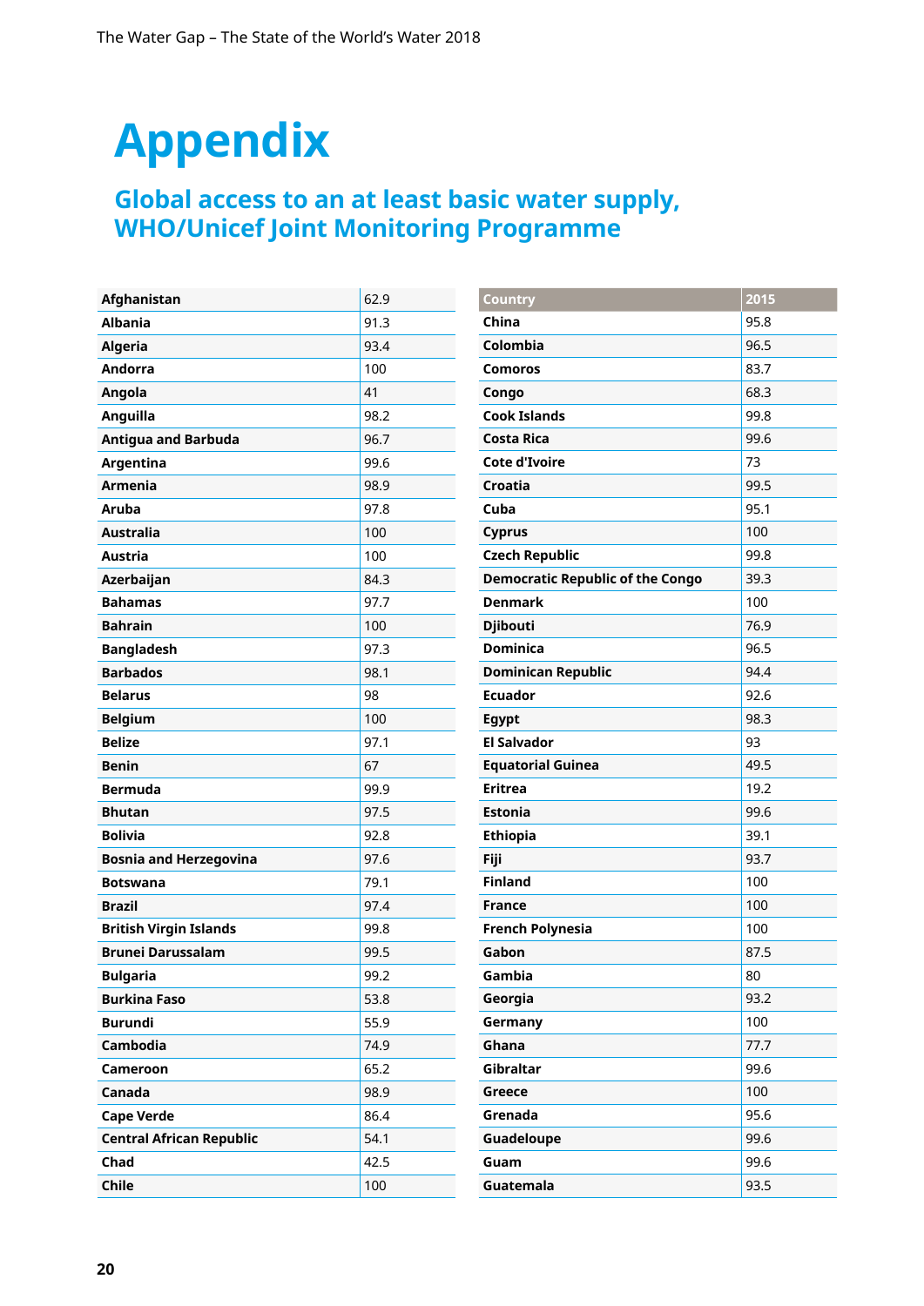# Appendix

## Global access to an at least basic water supply, WHO/Unicef Joint Monitoring Programme

| Country | 2015 |
|---|---|
| Afghanistan | 62.9 |
| Albania | 91.3 |
| Algeria | 93.4 |
| Andorra | 100 |
| Angola | 41 |
| Anguilla | 98.2 |
| Antigua and Barbuda | 96.7 |
| Argentina | 99.6 |
| Armenia | 98.9 |
| Aruba | 97.8 |
| Australia | 100 |
| Austria | 100 |
| Azerbaijan | 84.3 |
| Bahamas | 97.7 |
| Bahrain | 100 |
| Bangladesh | 97.3 |
| Barbados | 98.1 |
| Belarus | 98 |
| Belgium | 100 |
| Belize | 97.1 |
| Benin | 67 |
| Bermuda | 99.9 |
| Bhutan | 97.5 |
| Bolivia | 92.8 |
| Bosnia and Herzegovina | 97.6 |
| Botswana | 79.1 |
| Brazil | 97.4 |
| British Virgin Islands | 99.8 |
| Brunei Darussalam | 99.5 |
| Bulgaria | 99.2 |
| Burkina Faso | 53.8 |
| Burundi | 55.9 |
| Cambodia | 74.9 |
| Cameroon | 65.2 |
| Canada | 98.9 |
| Cape Verde | 86.4 |
| Central African Republic | 54.1 |
| Chad | 42.5 |
| Chile | 100 |
| China | 95.8 |
| Colombia | 96.5 |
| Comoros | 83.7 |
| Congo | 68.3 |
| Cook Islands | 99.8 |
| Costa Rica | 99.6 |
| Cote d'Ivoire | 73 |
| Croatia | 99.5 |
| Cuba | 95.1 |
| Cyprus | 100 |
| Czech Republic | 99.8 |
| Democratic Republic of the Congo | 39.3 |
| Denmark | 100 |
| Djibouti | 76.9 |
| Dominica | 96.5 |
| Dominican Republic | 94.4 |
| Ecuador | 92.6 |
| Egypt | 98.3 |
| El Salvador | 93 |
| Equatorial Guinea | 49.5 |
| Eritrea | 19.2 |
| Estonia | 99.6 |
| Ethiopia | 39.1 |
| Fiji | 93.7 |
| Finland | 100 |
| France | 100 |
| French Polynesia | 100 |
| Gabon | 87.5 |
| Gambia | 80 |
| Georgia | 93.2 |
| Germany | 100 |
| Ghana | 77.7 |
| Gibraltar | 99.6 |
| Greece | 100 |
| Grenada | 95.6 |
| Guadeloupe | 99.6 |
| Guam | 99.6 |
| Guatemala | 93.5 |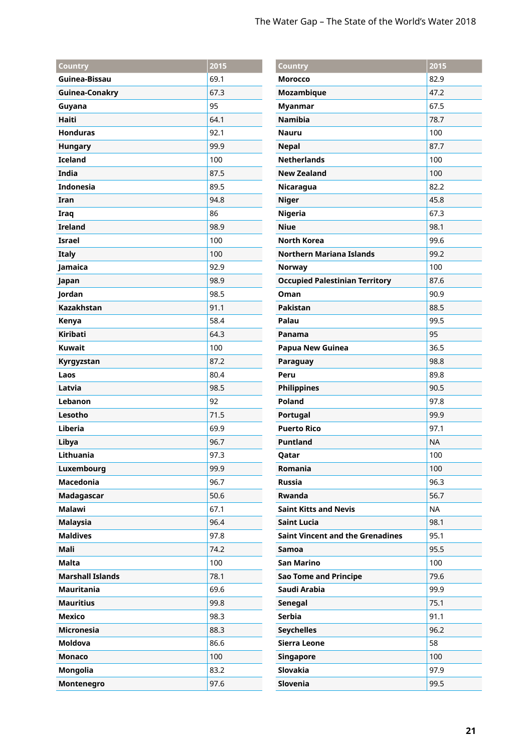| Country | 2015 |
|---|---|
| Guinea-Bissau | 69.1 |
| Guinea-Conakry | 67.3 |
| Guyana | 95 |
| Haiti | 64.1 |
| Honduras | 92.1 |
| Hungary | 99.9 |
| Iceland | 100 |
| India | 87.5 |
| Indonesia | 89.5 |
| Iran | 94.8 |
| Iraq | 86 |
| Ireland | 98.9 |
| Israel | 100 |
| Italy | 100 |
| Jamaica | 92.9 |
| Japan | 98.9 |
| Jordan | 98.5 |
| Kazakhstan | 91.1 |
| Kenya | 58.4 |
| Kiribati | 64.3 |
| Kuwait | 100 |
| Kyrgyzstan | 87.2 |
| Laos | 80.4 |
| Latvia | 98.5 |
| Lebanon | 92 |
| Lesotho | 71.5 |
| Liberia | 69.9 |
| Libya | 96.7 |
| Lithuania | 97.3 |
| Luxembourg | 99.9 |
| Macedonia | 96.7 |
| Madagascar | 50.6 |
| Malawi | 67.1 |
| Malaysia | 96.4 |
| Maldives | 97.8 |
| Mali | 74.2 |
| Malta | 100 |
| Marshall Islands | 78.1 |
| Mauritania | 69.6 |
| Mauritius | 99.8 |
| Mexico | 98.3 |
| Micronesia | 88.3 |
| Moldova | 86.6 |
| Monaco | 100 |
| Mongolia | 83.2 |
| Montenegro | 97.6 |
| Morocco | 82.9 |
| Mozambique | 47.2 |
| Myanmar | 67.5 |
| Namibia | 78.7 |
| Nauru | 100 |
| Nepal | 87.7 |
| Netherlands | 100 |
| New Zealand | 100 |
| Nicaragua | 82.2 |
| Niger | 45.8 |
| Nigeria | 67.3 |
| Niue | 98.1 |
| North Korea | 99.6 |
| Northern Mariana Islands | 99.2 |
| Norway | 100 |
| Occupied Palestinian Territory | 87.6 |
| Oman | 90.9 |
| Pakistan | 88.5 |
| Palau | 99.5 |
| Panama | 95 |
| Papua New Guinea | 36.5 |
| Paraguay | 98.8 |
| Peru | 89.8 |
| Philippines | 90.5 |
| Poland | 97.8 |
| Portugal | 99.9 |
| Puerto Rico | 97.1 |
| Puntland | NA |
| Qatar | 100 |
| Romania | 100 |
| Russia | 96.3 |
| Rwanda | 56.7 |
| Saint Kitts and Nevis | NA |
| Saint Lucia | 98.1 |
| Saint Vincent and the Grenadines | 95.1 |
| Samoa | 95.5 |
| San Marino | 100 |
| Sao Tome and Principe | 79.6 |
| Saudi Arabia | 99.9 |
| Senegal | 75.1 |
| Serbia | 91.1 |
| Seychelles | 96.2 |
| Sierra Leone | 58 |
| Singapore | 100 |
| Slovakia | 97.9 |
| Slovenia | 99.5 |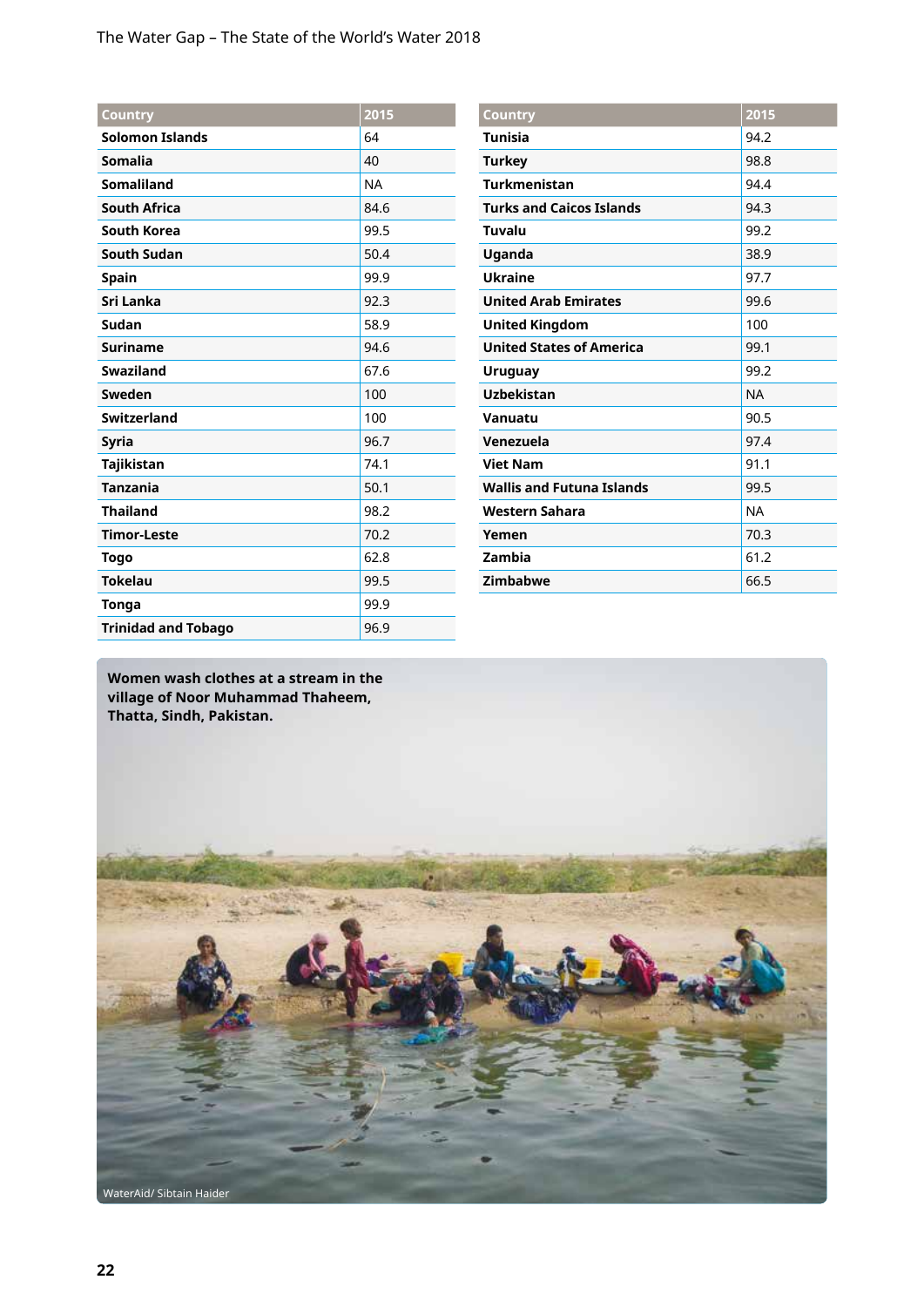| Country | 2015 |
|---|---|
| **Solomon Islands** | 64 |
| **Somalia** | 40 |
| **Somaliland** | NA |
| **South Africa** | 84.6 |
| **South Korea** | 99.5 |
| **South Sudan** | 50.4 |
| **Spain** | 99.9 |
| **Sri Lanka** | 92.3 |
| **Sudan** | 58.9 |
| **Suriname** | 94.6 |
| **Swaziland** | 67.6 |
| **Sweden** | 100 |
| **Switzerland** | 100 |
| **Syria** | 96.7 |
| **Tajikistan** | 74.1 |
| **Tanzania** | 50.1 |
| **Thailand** | 98.2 |
| **Timor-Leste** | 70.2 |
| **Togo** | 62.8 |
| **Tokelau** | 99.5 |
| **Tonga** | 99.9 |
| **Trinidad and Tobago** | 96.9 |
| **Tunisia** | 94.2 |
| **Turkey** | 98.8 |
| **Turkmenistan** | 94.4 |
| **Turks and Caicos Islands** | 94.3 |
| **Tuvalu** | 99.2 |
| **Uganda** | 38.9 |
| **Ukraine** | 97.7 |
| **United Arab Emirates** | 99.6 |
| **United Kingdom** | 100 |
| **United States of America** | 99.1 |
| **Uruguay** | 99.2 |
| **Uzbekistan** | NA |
| **Vanuatu** | 90.5 |
| **Venezuela** | 97.4 |
| **Viet Nam** | 91.1 |
| **Wallis and Futuna Islands** | 99.5 |
| **Western Sahara** | NA |
| **Yemen** | 70.3 |
| **Zambia** | 61.2 |
| **Zimbabwe** | 66.5 |

**Women wash clothes at a stream in the village of Noor Muhammad Thaheem, Thatta, Sindh, Pakistan.**

WaterAid/ Sibtain Haider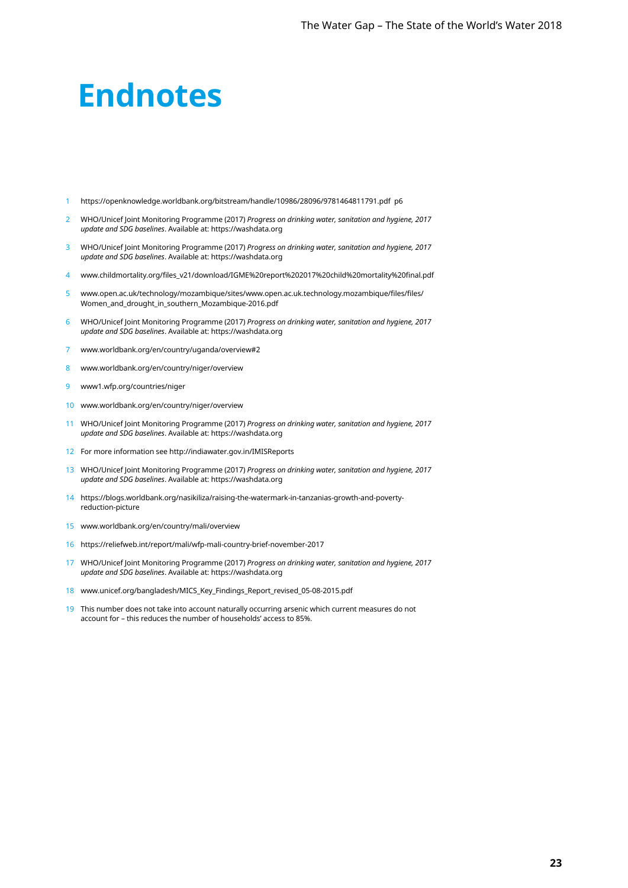# Endnotes

1. https://openknowledge.worldbank.org/bitstream/handle/10986/28096/9781464811791.pdf p6
2. WHO/Unicef Joint Monitoring Programme (2017) *Progress on drinking water, sanitation and hygiene, 2017 update and SDG baselines*. Available at: https://washdata.org
3. WHO/Unicef Joint Monitoring Programme (2017) *Progress on drinking water, sanitation and hygiene, 2017 update and SDG baselines*. Available at: https://washdata.org
4. www.childmortality.org/files_v21/download/IGME%20report%202017%20child%20mortality%20final.pdf
5. www.open.ac.uk/technology/mozambique/sites/www.open.ac.uk.technology.mozambique/files/files/Women_and_drought_in_southern_Mozambique-2016.pdf
6. WHO/Unicef Joint Monitoring Programme (2017) *Progress on drinking water, sanitation and hygiene, 2017 update and SDG baselines*. Available at: https://washdata.org
7. www.worldbank.org/en/country/uganda/overview#2
8. www.worldbank.org/en/country/niger/overview
9. www1.wfp.org/countries/niger
10. www.worldbank.org/en/country/niger/overview
11. WHO/Unicef Joint Monitoring Programme (2017) *Progress on drinking water, sanitation and hygiene, 2017 update and SDG baselines*. Available at: https://washdata.org
12. For more information see http://indiawater.gov.in/IMISReports
13. WHO/Unicef Joint Monitoring Programme (2017) *Progress on drinking water, sanitation and hygiene, 2017 update and SDG baselines*. Available at: https://washdata.org
14. https://blogs.worldbank.org/nasikiliza/raising-the-watermark-in-tanzanias-growth-and-poverty-reduction-picture
15. www.worldbank.org/en/country/mali/overview
16. https://reliefweb.int/report/mali/wfp-mali-country-brief-november-2017
17. WHO/Unicef Joint Monitoring Programme (2017) *Progress on drinking water, sanitation and hygiene, 2017 update and SDG baselines*. Available at: https://washdata.org
18. www.unicef.org/bangladesh/MICS_Key_Findings_Report_revised_05-08-2015.pdf
19. This number does not take into account naturally occurring arsenic which current measures do not account for – this reduces the number of households' access to 85%.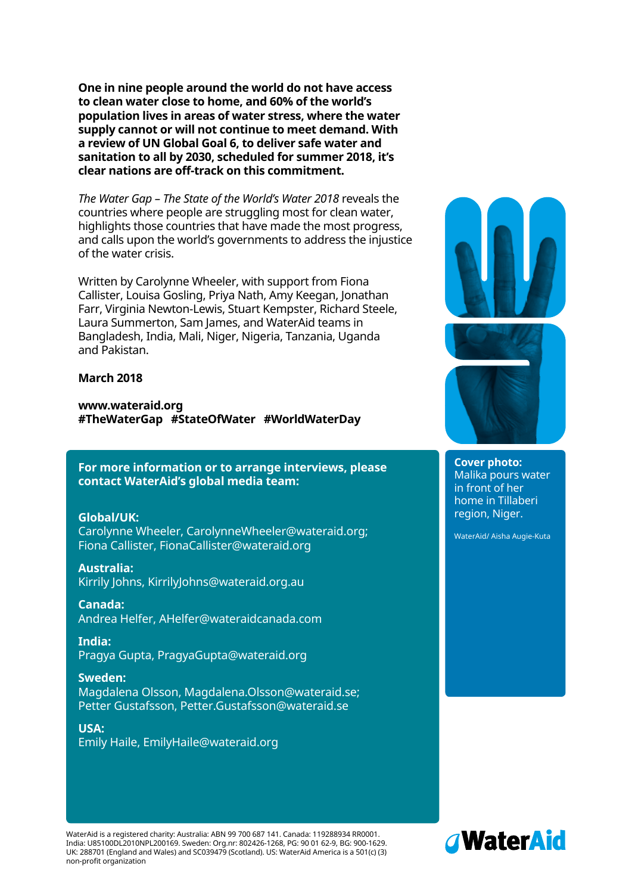**One in nine people around the world do not have access to clean water close to home, and 60% of the world's population lives in areas of water stress, where the water supply cannot or will not continue to meet demand. With a review of UN Global Goal 6, to deliver safe water and sanitation to all by 2030, scheduled for summer 2018, it's clear nations are off-track on this commitment.**

*The Water Gap – The State of the World's Water 2018* reveals the countries where people are struggling most for clean water, highlights those countries that have made the most progress, and calls upon the world's governments to address the injustice of the water crisis.

Written by Carolynne Wheeler, with support from Fiona Callister, Louisa Gosling, Priya Nath, Amy Keegan, Jonathan Farr, Virginia Newton-Lewis, Stuart Kempster, Richard Steele, Laura Summerton, Sam James, and WaterAid teams in Bangladesh, India, Mali, Niger, Nigeria, Tanzania, Uganda and Pakistan.

**March 2018**

**www.wateraid.org**
**#TheWaterGap #StateOfWater #WorldWaterDay**

**For more information or to arrange interviews, please contact WaterAid's global media team:**

**Global/UK:**
Carolynne Wheeler, CarolynneWheeler@wateraid.org;
Fiona Callister, FionaCallister@wateraid.org

**Australia:**
Kirrily Johns, KirrilyJohns@wateraid.org.au

**Canada:**
Andrea Helfer, AHelfer@wateraidcanada.com

**India:**
Pragya Gupta, PragyaGupta@wateraid.org

**Sweden:**
Magdalena Olsson, Magdalena.Olsson@wateraid.se;
Petter Gustafsson, Petter.Gustafsson@wateraid.se

**USA:**
Emily Haile, EmilyHaile@wateraid.org

**Cover photo:** Malika pours water in front of her home in Tillaberi region, Niger.

WaterAid/ Aisha Augie-Kuta

WaterAid is a registered charity: Australia: ABN 99 700 687 141. Canada: 119288934 RR0001. India: U85100DL2010NPL200169. Sweden: Org.nr: 802426-1268, PG: 90 01 62-9, BG: 900-1629. UK: 288701 (England and Wales) and SC039479 (Scotland). US: WaterAid America is a 501(c) (3) non-profit organization

WaterAid